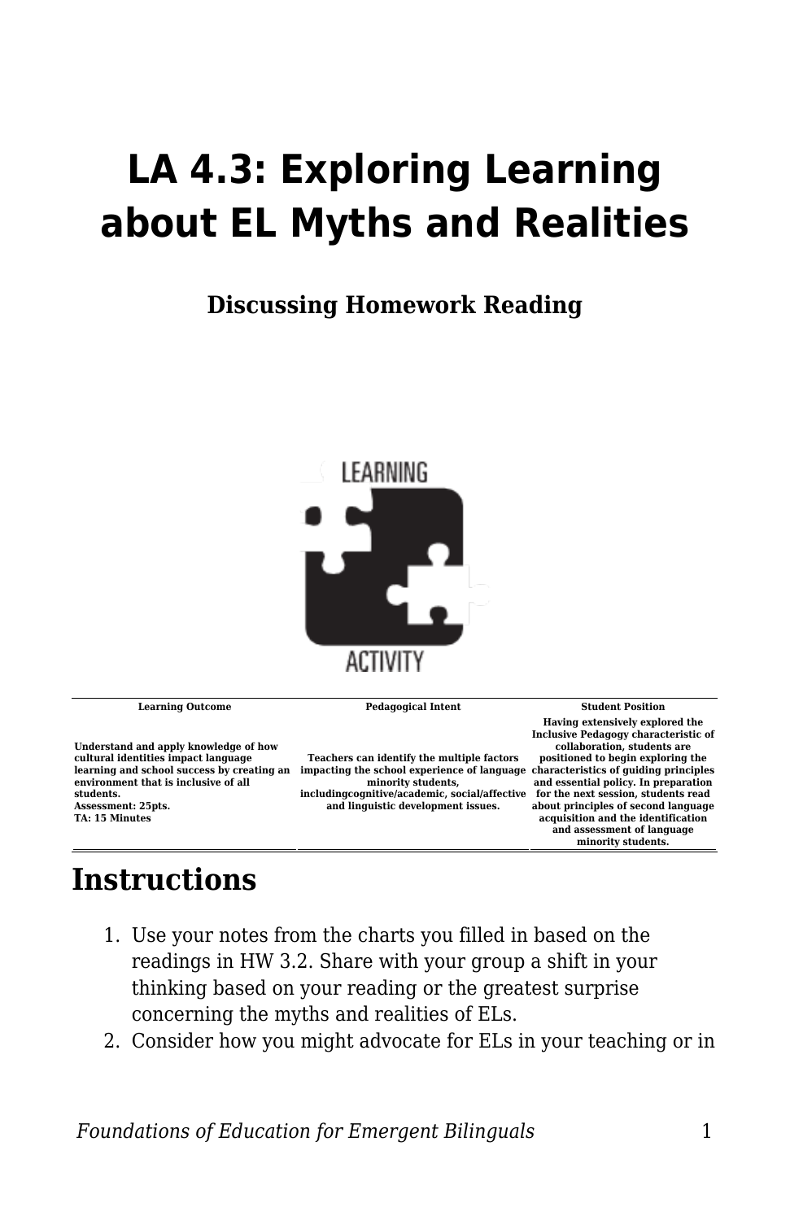# LA 4.3: Exploring Learning about EL Myths and Realities

**Discussing Homework Reading**

| Learning Outcome | Pedagogical Intent | Student Position |
|---|---|---|
| Understand and apply knowledge of how cultural identities impact language learning and school success by creating an environment that is inclusive of all students.<br>Assessment: 25pts.<br>TA: 15 Minutes | Teachers can identify the multiple factors impacting the school experience of language minority students, includingcognitive/academic, social/affective and linguistic development issues. | Having extensively explored the Inclusive Pedagogy characteristic of collaboration, students are positioned to begin exploring the characteristics of guiding principles and essential policy. In preparation for the next session, students read about principles of second language acquisition and the identification and assessment of language minority students. |

## Instructions

1. Use your notes from the charts you filled in based on the readings in HW 3.2. Share with your group a shift in your thinking based on your reading or the greatest surprise concerning the myths and realities of ELs.
2. Consider how you might advocate for ELs in your teaching or in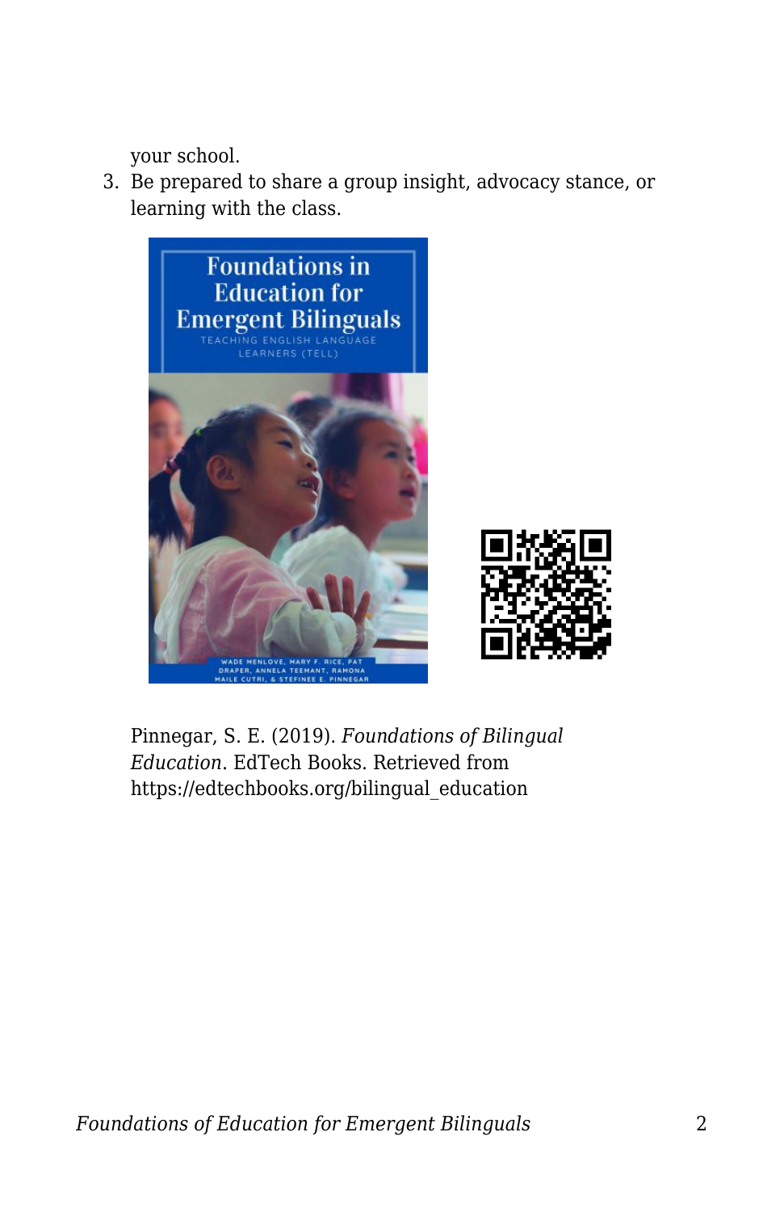your school.

3. Be prepared to share a group insight, advocacy stance, or learning with the class.

Pinnegar, S. E. (2019). *Foundations of Bilingual Education*. EdTech Books. Retrieved from https://edtechbooks.org/bilingual_education